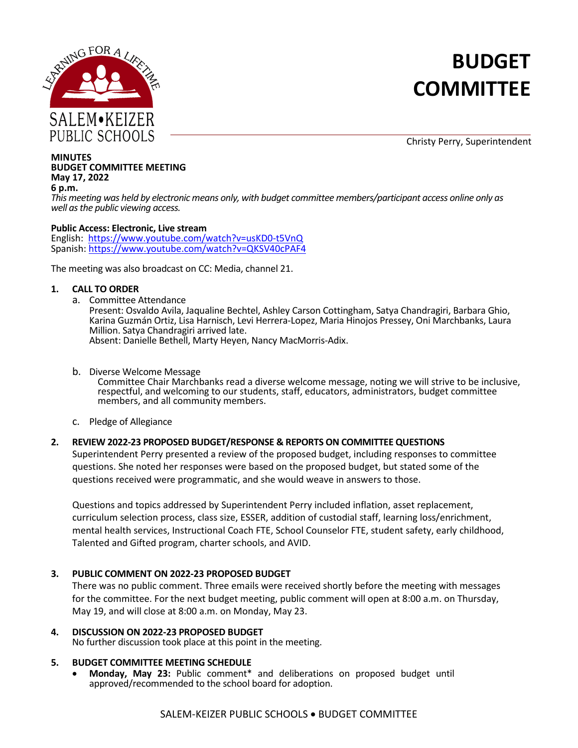SALEM•KEIZER PUBLIC SCHOOLS

LEARNING FOR A LIFETIME

# BUDGET COMMITTEE

Christy Perry, Superintendent

**MINUTES**
**BUDGET COMMITTEE MEETING**
**May 17, 2022**
**6 p.m.**

*This meeting was held by electronic means only, with budget committee members/participant access online only as well as the public viewing access.*

**Public Access: Electronic, Live stream**
English: https://www.youtube.com/watch?v=usKD0-t5VnQ
Spanish: https://www.youtube.com/watch?v=QKSV40cPAF4

The meeting was also broadcast on CC: Media, channel 21.

**1. CALL TO ORDER**

a. Committee Attendance
Present: Osvaldo Avila, Jaqualine Bechtel, Ashley Carson Cottingham, Satya Chandragiri, Barbara Ghio, Karina Guzmán Ortiz, Lisa Harnisch, Levi Herrera-Lopez, Maria Hinojos Pressey, Oni Marchbanks, Laura Million. Satya Chandragiri arrived late.
Absent: Danielle Bethell, Marty Heyen, Nancy MacMorris-Adix.

b. Diverse Welcome Message
Committee Chair Marchbanks read a diverse welcome message, noting we will strive to be inclusive, respectful, and welcoming to our students, staff, educators, administrators, budget committee members, and all community members.

c. Pledge of Allegiance

**2. REVIEW 2022-23 PROPOSED BUDGET/RESPONSE & REPORTS ON COMMITTEE QUESTIONS**

Superintendent Perry presented a review of the proposed budget, including responses to committee questions. She noted her responses were based on the proposed budget, but stated some of the questions received were programmatic, and she would weave in answers to those.

Questions and topics addressed by Superintendent Perry included inflation, asset replacement, curriculum selection process, class size, ESSER, addition of custodial staff, learning loss/enrichment, mental health services, Instructional Coach FTE, School Counselor FTE, student safety, early childhood, Talented and Gifted program, charter schools, and AVID.

**3. PUBLIC COMMENT ON 2022-23 PROPOSED BUDGET**

There was no public comment. Three emails were received shortly before the meeting with messages for the committee. For the next budget meeting, public comment will open at 8:00 a.m. on Thursday, May 19, and will close at 8:00 a.m. on Monday, May 23.

**4. DISCUSSION ON 2022-23 PROPOSED BUDGET**

No further discussion took place at this point in the meeting.

**5. BUDGET COMMITTEE MEETING SCHEDULE**

- **Monday, May 23:** Public comment* and deliberations on proposed budget until approved/recommended to the school board for adoption.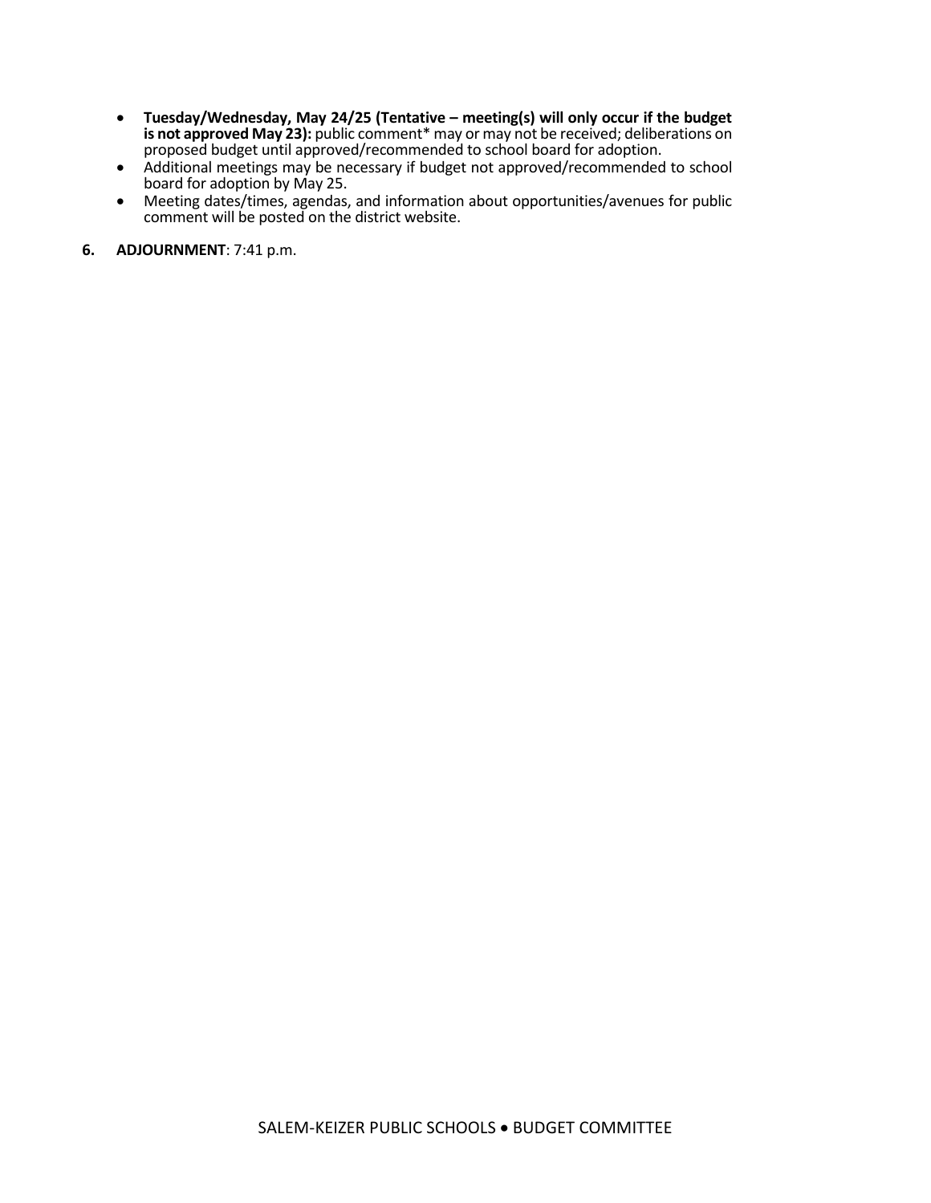- **Tuesday/Wednesday, May 24/25 (Tentative – meeting(s) will only occur if the budget is not approved May 23):** public comment* may or may not be received; deliberations on proposed budget until approved/recommended to school board for adoption.
- Additional meetings may be necessary if budget not approved/recommended to school board for adoption by May 25.
- Meeting dates/times, agendas, and information about opportunities/avenues for public comment will be posted on the district website.

**6. ADJOURNMENT**: 7:41 p.m.